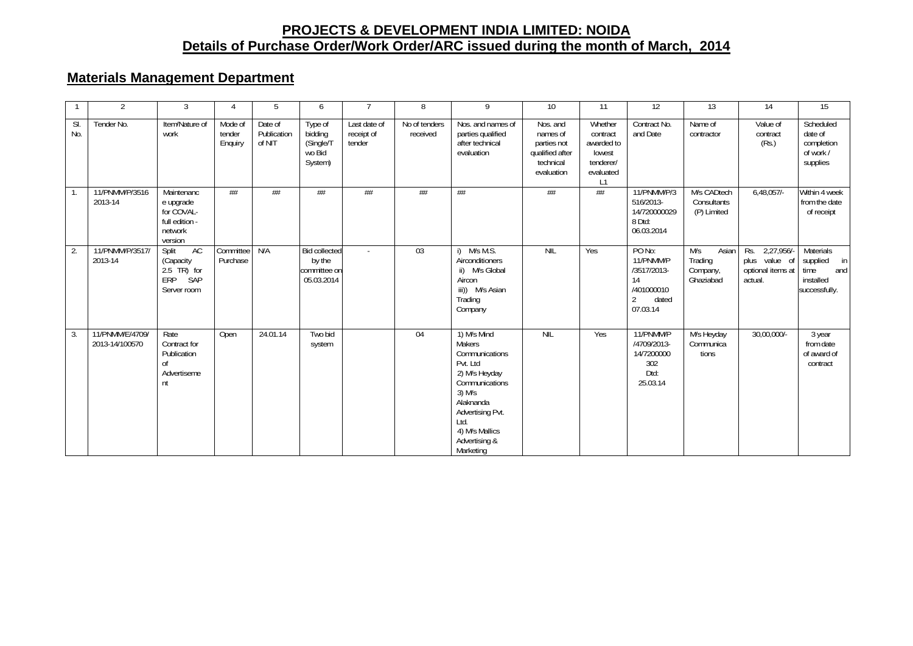# PROJECTS & DEVELOPMENT INDIA LIMITED: NOIDA

## Details of Purchase Order/Work Order/ARC issued during the month of March, 2014

### Materials Management Department

| 1 | 2 | 3 | 4 | 5 | 6 | 7 | 8 | 9 | 10 | 11 | 12 | 13 | 14 | 15 |
|---|---|---|---|---|---|---|---|---|---|---|---|---|---|---|
| Sl. No. | Tender No. | Item/Nature of work | Mode of tender Enquiry | Date of Publication of NIT | Type of bidding (Single/Two Bid System) | Last date of receipt of tender | No of tenders received | Nos. and names of parties qualified after technical evaluation | Nos. and names of parties not qualified after technical evaluation | Whether contract awarded to lowest tenderer/ evaluated L1 | Contract No. and Date | Name of contractor | Value of contract (Rs.) | Scheduled date of completion of work / supplies |
| 1. | 11/PNMM/P/3516 2013-14 | Maintenance upgrade for COVAL-full edition - network version | ## | ## | ## | ## | ## | ## | ## | ## | 11/PNMM/P/3516/2013-14/7200000298 Dtd: 06.03.2014 | M/s CADtech Consultants (P) Limited | 6,48,057/- | Within 4 week from the date of receipt |
| 2. | 11/PNMM/P/3517/ 2013-14 | Split AC (Capacity 2.5 TR) for ERP SAP Server room | Committee Purchase | N/A | Bid collected by the committee on 05.03.2014 | - | 03 | i) M/s M.S. Airconditioners ii) M/s Global Aircon iii)) M/s Asian Trading Company | NIL | Yes | PO No: 11/PNMM/P /3517/2013-14 /4010000102 dated 07.03.14 | M/s Asian Trading Company, Ghaziabad | Rs. 2,27,956/- plus value of optional items at actual. | Materials supplied in time and installed successfully. |
| 3. | 11/PNMM/E/4709/ 2013-14/100570 | Rate Contract for Publication of Advertisement | Open | 24.01.14 | Two bid system | | 04 | 1) M/s Mind Makers Communications Pvt. Ltd 2) M/s Heyday Communications 3) M/s Alaknanda Advertising Pvt. Ltd. 4) M/s Mallics Advertising & Marketing | NIL | Yes | 11/PNMM/P /4709/2013-14/7200000302 Dtd: 25.03.14 | M/s Heyday Communications | 30,00,000/- | 3 year from date of award of contract |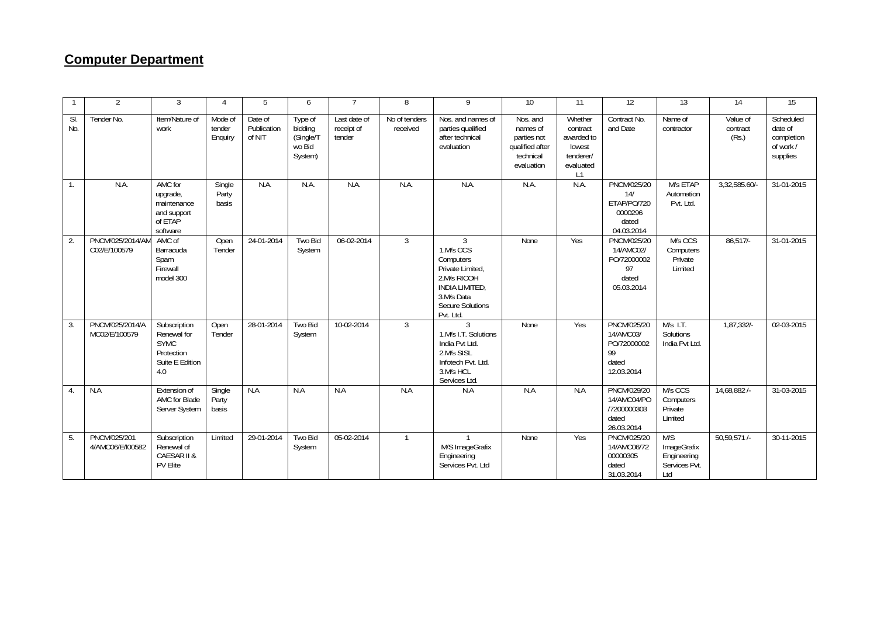## **Computer Department**

| 1 | 2 | 3 | 4 | 5 | 6 | 7 | 8 | 9 | 10 | 11 | 12 | 13 | 14 | 15 |
|---|---|---|---|---|---|---|---|---|---|---|---|---|---|---|
| Sl. No. | Tender No. | Item/Nature of work | Mode of tender Enquiry | Date of Publication of NIT | Type of bidding (Single/Two Bid System) | Last date of receipt of tender | No of tenders received | Nos. and names of parties qualified after technical evaluation | Nos. and names of parties not qualified after technical evaluation | Whether contract awarded to lowest tenderer/ evaluated L1 | Contract No. and Date | Name of contractor | Value of contract (Rs.) | Scheduled date of completion of work / supplies |
| 1. | N.A. | AMC for upgrade, maintenance and support of ETAP software | Single Party basis | N.A. | N.A. | N.A. | N.A. | N.A. | N.A. | N.A. | PNCM/025/2014/ ETAP/PO/7200000296 dated 04.03.2014 | M/s ETAP Automation Pvt. Ltd. | 3,32,585.60/- | 31-01-2015 |
| 2. | PNCM/025/2014/AMC02/E/100579 | AMC of Barracuda Spam Firewall model 300 | Open Tender | 24-01-2014 | Two Bid System | 06-02-2014 | 3 | 3<br>1.M/s CCS Computers Private Limited,<br>2.M/s RICOH INDIA LIMITED,<br>3.M/s Data Secure Solutions Pvt. Ltd. | None | Yes | PNCM/025/2014/AMC02/ PO/7200000297 dated 05.03.2014 | M/s CCS Computers Private Limited | 86,517/- | 31-01-2015 |
| 3. | PNCM/025/2014/AMC02/E/100579 | Subscription Renewal for SYMC Protection Suite E Edition 4.0 | Open Tender | 28-01-2014 | Two Bid System | 10-02-2014 | 3 | 3<br>1.M/s I.T. Solutions India Pvt Ltd.<br>2.M/s SISL Infotech Pvt. Ltd.<br>3.M/s HCL Services Ltd. | None | Yes | PNCM/025/2014/AMC03/ PO/7200000299 dated 12.03.2014 | M/s I.T. Solutions India Pvt Ltd. | 1,87,332/- | 02-03-2015 |
| 4. | N.A | Extension of AMC for Blade Server System | Single Party basis | N.A | N.A | N.A | N.A | N.A | N.A | N.A | PNCM/029/2014/AMC04/PO/7200000303 dated 26.03.2014 | M/s CCS Computers Private Limited | 14,68,882 /- | 31-03-2015 |
| 5. | PNCM/025/2014/AMC06/E/I00582 | Subscription Renewal of CAESAR II & PV Elite | Limited | 29-01-2014 | Two Bid System | 05-02-2014 | 1 | 1<br>M/S ImageGrafix Engineering Services Pvt. Ltd | None | Yes | PNCM/025/2014/AMC06/7200000305 dated 31.03.2014 | M/S ImageGrafix Engineering Services Pvt. Ltd | 50,59,571 /- | 30-11-2015 |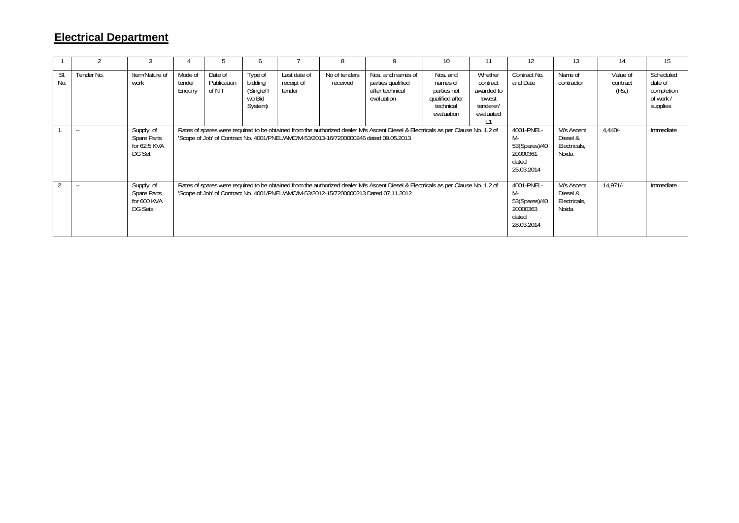## Electrical Department

| 1 | 2 | 3 | 4 | 5 | 6 | 7 | 8 | 9 | 10 | 11 | 12 | 13 | 14 | 15 |
|---|---|---|---|---|---|---|---|---|---|---|---|---|---|---|
| Sl. No. | Tender No. | Item/Nature of work | Mode of tender Enquiry | Date of Publication of NIT | Type of bidding (Single/Two Bid System) | Last date of receipt of tender | No of tenders received | Nos. and names of parties qualified after technical evaluation | Nos. and names of parties not qualified after technical evaluation | Whether contract awarded to lowest tenderer/ evaluated L1 | Contract No. and Date | Name of contractor | Value of contract (Rs.) | Scheduled date of completion of work / supplies |
| 1. | -- | Supply of Spare Parts for 62.5 KVA DG Set | Rates of spares were required to be obtained from the authorized dealer M/s Ascent Diesel & Electricals as per Clause No. 1.2 of 'Scope of Job' of Contract No. 4001/PNEL/AMC/M-53/2013-16/7200000246 dated 09.05.2013 | | | | | | | | 4001-PNEL-M-53(Spares)/4020000361 dated 25.03.2014 | M/s Ascent Diesel & Electricals, Noida | 4,440/- | Immediate |
| 2. | -- | Supply of Spare Parts for 600 KVA DG Sets | Rates of spares were required to be obtained from the authorized dealer M/s Ascent Diesel & Electricals as per Clause No. 1.2 of 'Scope of Job' of Contract No. 4001/PNEL/AMC/M-53/2012-15/7200000213 Dated 07.11.2012 | | | | | | | | 4001-PNEL-M-53(Spares)/4020000363 dated 28.03.2014 | M/s Ascent Diesel & Electricals, Noida | 14,971/- | Immediate |